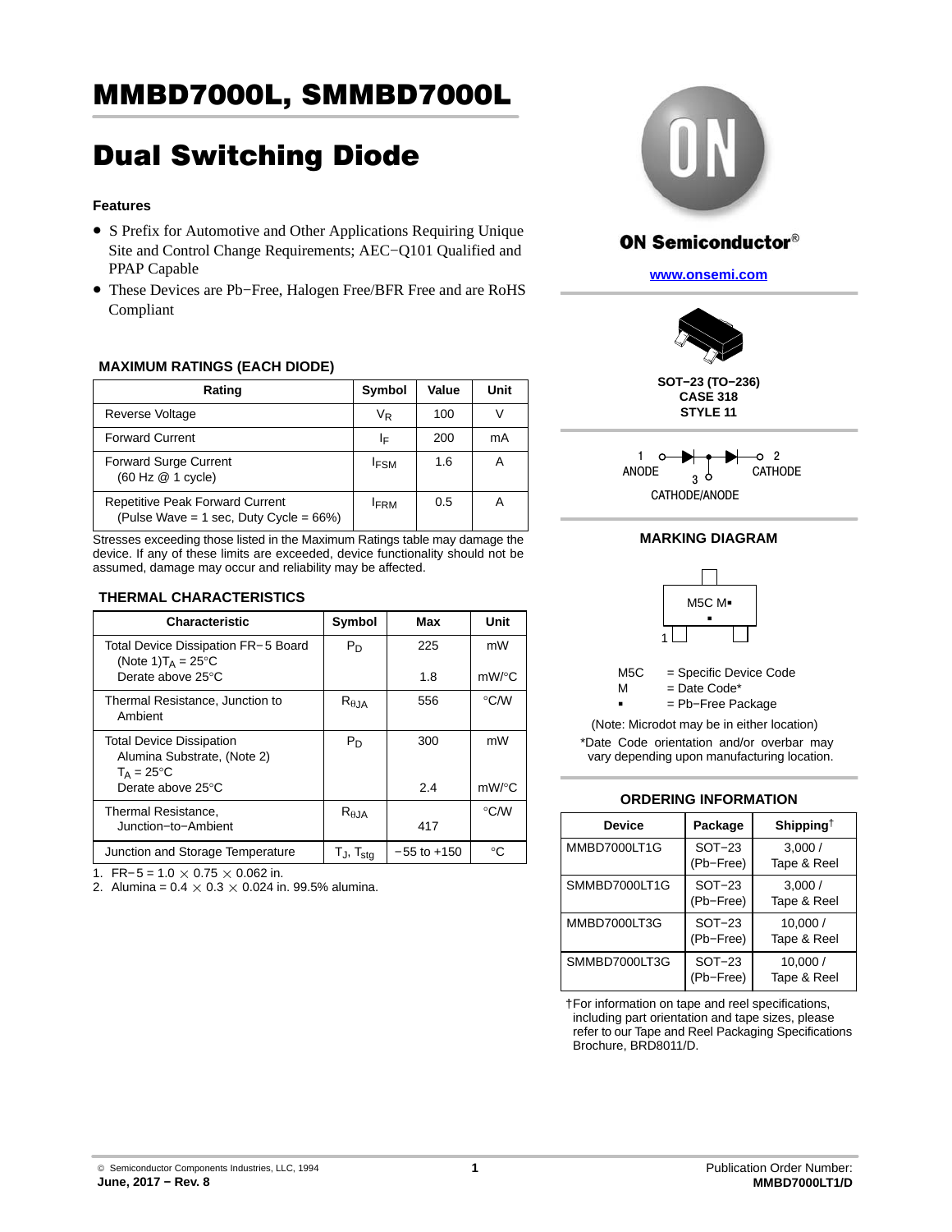# MMBD7000L, SMMBD7000L

# Dual Switching Diode

### Features

- S Prefix for Automotive and Other Applications Requiring Unique Site and Control Change Requirements; AEC−Q101 Qualified and PPAP Capable
- These Devices are Pb−Free, Halogen Free/BFR Free and are RoHS Compliant

ON Semiconductor®

www.onsemi.com

SOT−23 (TO−236)
CASE 318
STYLE 11

1 ANODE — 2 CATHODE — 3 CATHODE/ANODE

### MAXIMUM RATINGS (EACH DIODE)

| Rating | Symbol | Value | Unit |
|---|---|---|---|
| Reverse Voltage | $V_R$ | 100 | V |
| Forward Current | $I_F$ | 200 | mA |
| Forward Surge Current (60 Hz @ 1 cycle) | $I_{FSM}$ | 1.6 | A |
| Repetitive Peak Forward Current (Pulse Wave = 1 sec, Duty Cycle = 66%) | $I_{FRM}$ | 0.5 | A |

Stresses exceeding those listed in the Maximum Ratings table may damage the device. If any of these limits are exceeded, device functionality should not be assumed, damage may occur and reliability may be affected.

### THERMAL CHARACTERISTICS

| Characteristic | Symbol | Max | Unit |
|---|---|---|---|
| Total Device Dissipation FR−5 Board (Note 1) $T_A$ = 25°C<br>Derate above 25°C | $P_D$ | 225<br>1.8 | mW<br>mW/°C |
| Thermal Resistance, Junction to Ambient | $R_{\theta JA}$ | 556 | °C/W |
| Total Device Dissipation Alumina Substrate, (Note 2) $T_A$ = 25°C<br>Derate above 25°C | $P_D$ | 300<br>2.4 | mW<br>mW/°C |
| Thermal Resistance, Junction−to−Ambient | $R_{\theta JA}$ | 417 | °C/W |
| Junction and Storage Temperature | $T_J$, $T_{stg}$ | −55 to +150 | °C |

1. FR−5 = 1.0 × 0.75 × 0.062 in.
2. Alumina = 0.4 × 0.3 × 0.024 in. 99.5% alumina.

### MARKING DIAGRAM

M5C M▪

M5C = Specific Device Code
M = Date Code*
▪ = Pb−Free Package

(Note: Microdot may be in either location)

*Date Code orientation and/or overbar may vary depending upon manufacturing location.

### ORDERING INFORMATION

| Device | Package | Shipping† |
|---|---|---|
| MMBD7000LT1G | SOT−23 (Pb−Free) | 3,000 / Tape & Reel |
| SMMBD7000LT1G | SOT−23 (Pb−Free) | 3,000 / Tape & Reel |
| MMBD7000LT3G | SOT−23 (Pb−Free) | 10,000 / Tape & Reel |
| SMMBD7000LT3G | SOT−23 (Pb−Free) | 10,000 / Tape & Reel |

†For information on tape and reel specifications, including part orientation and tape sizes, please refer to our Tape and Reel Packaging Specifications Brochure, BRD8011/D.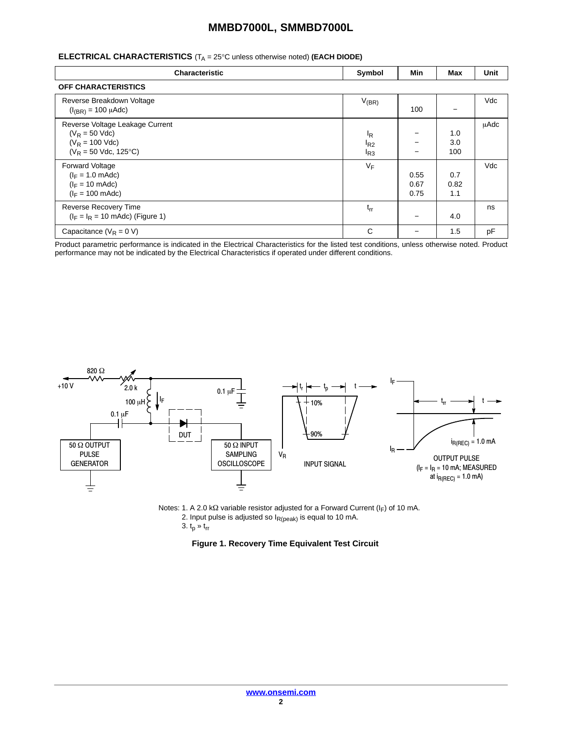## ELECTRICAL CHARACTERISTICS ($T_A$ = 25°C unless otherwise noted) **(EACH DIODE)**

| Characteristic | Symbol | Min | Max | Unit |
|---|---|---|---|---|
| **OFF CHARACTERISTICS** | | | | |
| Reverse Breakdown Voltage ($I_{(BR)}$ = 100 μAdc) | $V_{(BR)}$ | 100 | − | Vdc |
| Reverse Voltage Leakage Current ($V_R$ = 50 Vdc) | $I_R$ | − | 1.0 | μAdc |
| ($V_R$ = 100 Vdc) | $I_{R2}$ | − | 3.0 | |
| ($V_R$ = 50 Vdc, 125°C) | $I_{R3}$ | − | 100 | |
| Forward Voltage ($I_F$ = 1.0 mAdc) | $V_F$ | 0.55 | 0.7 | Vdc |
| ($I_F$ = 10 mAdc) | | 0.67 | 0.82 | |
| ($I_F$ = 100 mAdc) | | 0.75 | 1.1 | |
| Reverse Recovery Time ($I_F = I_R$ = 10 mAdc) (Figure 1) | $t_{rr}$ | − | 4.0 | ns |
| Capacitance ($V_R$ = 0 V) | C | − | 1.5 | pF |

Product parametric performance is indicated in the Electrical Characteristics for the listed test conditions, unless otherwise noted. Product performance may not be indicated by the Electrical Characteristics if operated under different conditions.

Notes: 1. A 2.0 kΩ variable resistor adjusted for a Forward Current ($I_F$) of 10 mA.
2. Input pulse is adjusted so $I_{R(peak)}$ is equal to 10 mA.
3. $t_p \gg t_{rr}$

**Figure 1. Recovery Time Equivalent Test Circuit**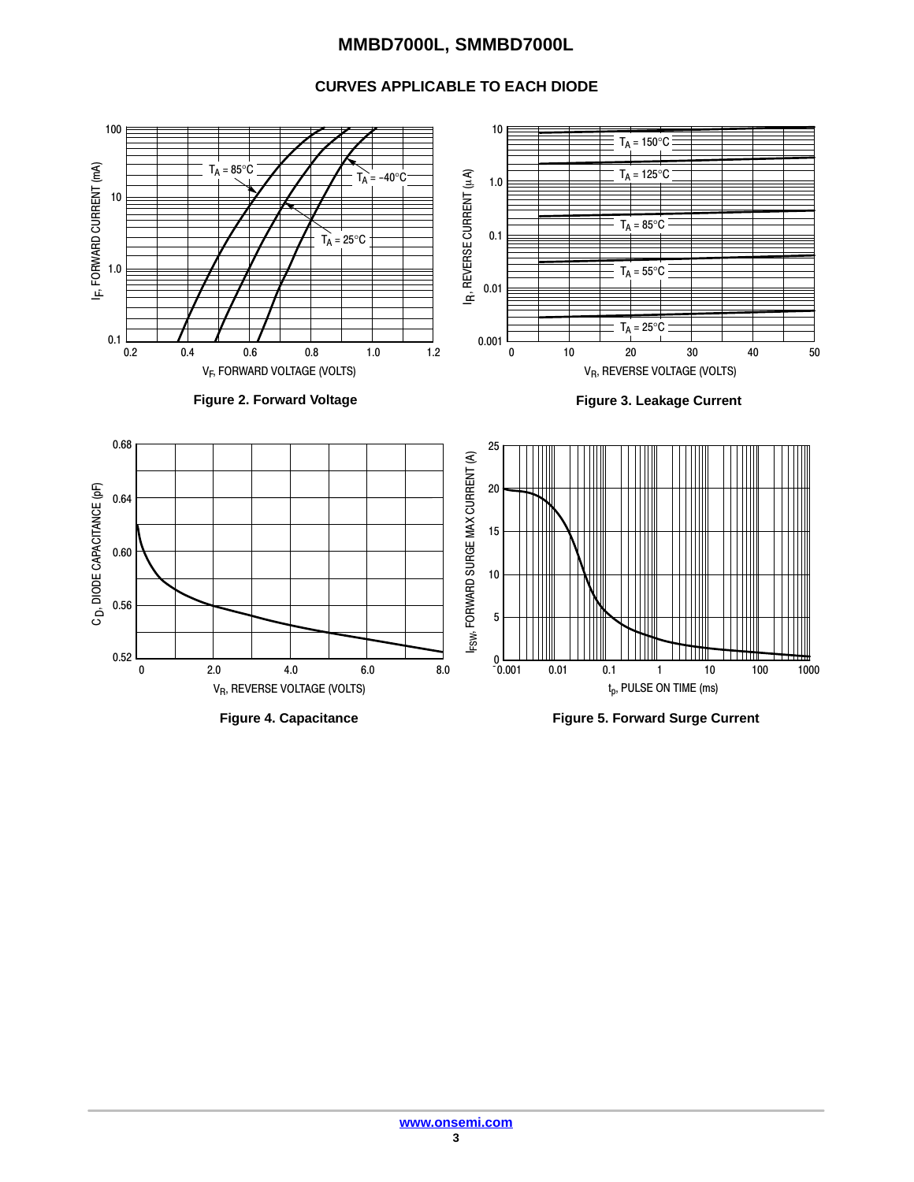## CURVES APPLICABLE TO EACH DIODE

Figure 2. Forward Voltage

Figure 3. Leakage Current

Figure 4. Capacitance

Figure 5. Forward Surge Current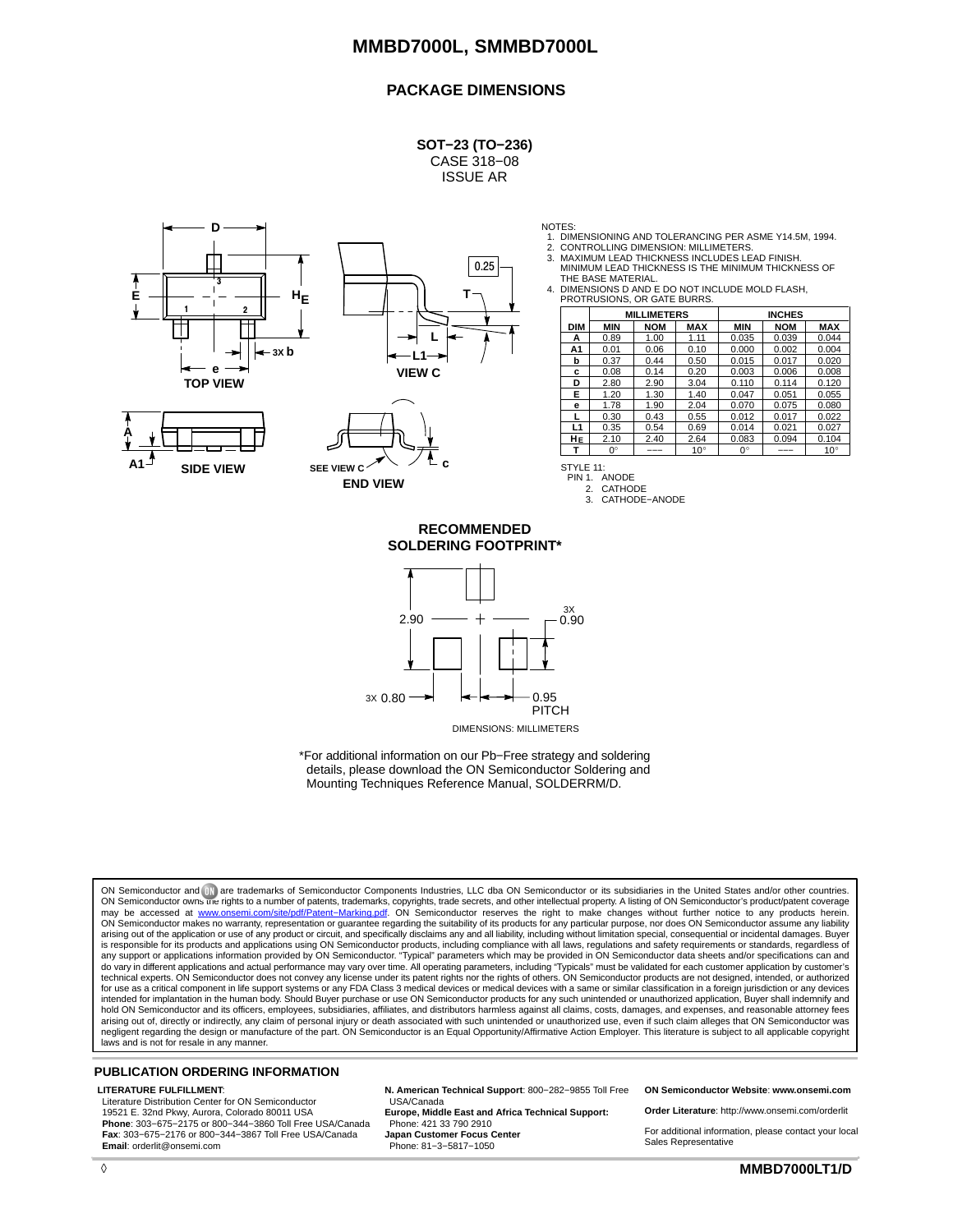## PACKAGE DIMENSIONS

**SOT−23 (TO−236)**
CASE 318−08
ISSUE AR

TOP VIEW

SIDE VIEW

VIEW C

END VIEW

SEE VIEW C

NOTES:
1. DIMENSIONING AND TOLERANCING PER ASME Y14.5M, 1994.
2. CONTROLLING DIMENSION: MILLIMETERS.
3. MAXIMUM LEAD THICKNESS INCLUDES LEAD FINISH. MINIMUM LEAD THICKNESS IS THE MINIMUM THICKNESS OF THE BASE MATERIAL.
4. DIMENSIONS D AND E DO NOT INCLUDE MOLD FLASH, PROTRUSIONS, OR GATE BURRS.

| | MILLIMETERS | | | INCHES | | |
|---|---|---|---|---|---|---|
| **DIM** | **MIN** | **NOM** | **MAX** | **MIN** | **NOM** | **MAX** |
| **A** | 0.89 | 1.00 | 1.11 | 0.035 | 0.039 | 0.044 |
| **A1** | 0.01 | 0.06 | 0.10 | 0.000 | 0.002 | 0.004 |
| **b** | 0.37 | 0.44 | 0.50 | 0.015 | 0.017 | 0.020 |
| **c** | 0.08 | 0.14 | 0.20 | 0.003 | 0.006 | 0.008 |
| **D** | 2.80 | 2.90 | 3.04 | 0.110 | 0.114 | 0.120 |
| **E** | 1.20 | 1.30 | 1.40 | 0.047 | 0.051 | 0.055 |
| **e** | 1.78 | 1.90 | 2.04 | 0.070 | 0.075 | 0.080 |
| **L** | 0.30 | 0.43 | 0.55 | 0.012 | 0.017 | 0.022 |
| **L1** | 0.35 | 0.54 | 0.69 | 0.014 | 0.021 | 0.027 |
| **$H_E$** | 2.10 | 2.40 | 2.64 | 0.083 | 0.094 | 0.104 |
| **T** | 0° | −−− | 10° | 0° | −−− | 10° |

STYLE 11:
PIN 1. ANODE
2. CATHODE
3. CATHODE−ANODE

### RECOMMENDED SOLDERING FOOTPRINT*

2.90
3X 0.90
3X 0.80
0.95 PITCH

DIMENSIONS: MILLIMETERS

*For additional information on our Pb−Free strategy and soldering details, please download the ON Semiconductor Soldering and Mounting Techniques Reference Manual, SOLDERRM/D.

ON Semiconductor and ON are trademarks of Semiconductor Components Industries, LLC dba ON Semiconductor or its subsidiaries in the United States and/or other countries. ON Semiconductor owns the rights to a number of patents, trademarks, copyrights, trade secrets, and other intellectual property. A listing of ON Semiconductor's product/patent coverage may be accessed at www.onsemi.com/site/pdf/Patent−Marking.pdf. ON Semiconductor reserves the right to make changes without further notice to any products herein. ON Semiconductor makes no warranty, representation or guarantee regarding the suitability of its products for any particular purpose, nor does ON Semiconductor assume any liability arising out of the application or use of any product or circuit, and specifically disclaims any and all liability, including without limitation special, consequential or incidental damages. Buyer is responsible for its products and applications using ON Semiconductor products, including compliance with all laws, regulations and safety requirements or standards, regardless of any support or applications information provided by ON Semiconductor. "Typical" parameters which may be provided in ON Semiconductor data sheets and/or specifications can and do vary in different applications and actual performance may vary over time. All operating parameters, including "Typicals" must be validated for each customer application by customer's technical experts. ON Semiconductor does not convey any license under its patent rights nor the rights of others. ON Semiconductor products are not designed, intended, or authorized for use as a critical component in life support systems or any FDA Class 3 medical devices or medical devices with a same or similar classification in a foreign jurisdiction or any devices intended for implantation in the human body. Should Buyer purchase or use ON Semiconductor products for any such unintended or unauthorized application, Buyer shall indemnify and hold ON Semiconductor and its officers, employees, subsidiaries, affiliates, and distributors harmless against all claims, costs, damages, and expenses, and reasonable attorney fees arising out of, directly or indirectly, any claim of personal injury or death associated with such unintended or unauthorized use, even if such claim alleges that ON Semiconductor was negligent regarding the design or manufacture of the part. ON Semiconductor is an Equal Opportunity/Affirmative Action Employer. This literature is subject to all applicable copyright laws and is not for resale in any manner.

### PUBLICATION ORDERING INFORMATION

**LITERATURE FULFILLMENT**:
Literature Distribution Center for ON Semiconductor
19521 E. 32nd Pkwy, Aurora, Colorado 80011 USA
**Phone**: 303−675−2175 or 800−344−3860 Toll Free USA/Canada
**Fax**: 303−675−2176 or 800−344−3867 Toll Free USA/Canada
**Email**: orderlit@onsemi.com

**N. American Technical Support**: 800−282−9855 Toll Free USA/Canada
**Europe, Middle East and Africa Technical Support:**
Phone: 421 33 790 2910
**Japan Customer Focus Center**
Phone: 81−3−5817−1050

**ON Semiconductor Website**: **www.onsemi.com**

**Order Literature**: http://www.onsemi.com/orderlit

For additional information, please contact your local Sales Representative

**MMBD7000LT1/D**